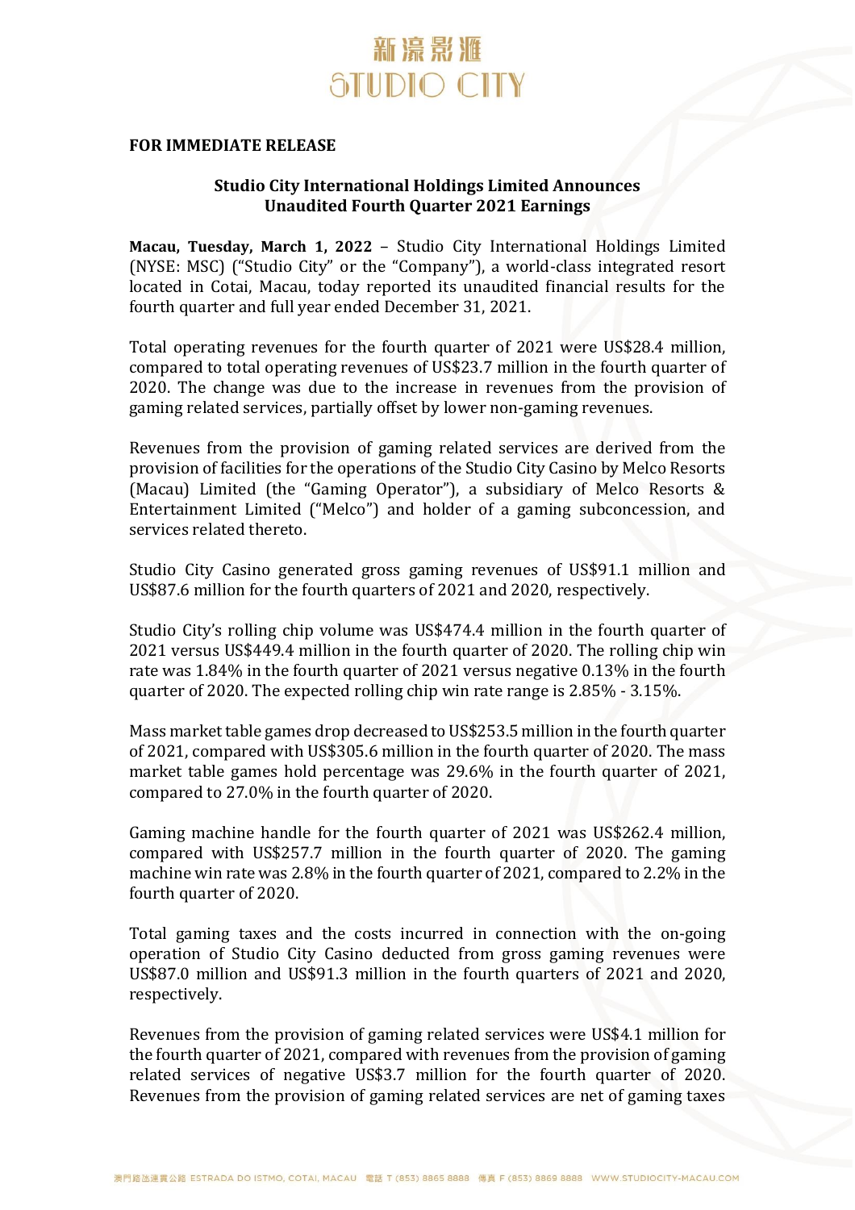**FOR IMMEDIATE RELEASE**

## Studio City International Holdings Limited Announces Unaudited Fourth Quarter 2021 Earnings

**Macau, Tuesday, March 1, 2022** – Studio City International Holdings Limited (NYSE: MSC) ("Studio City" or the "Company"), a world-class integrated resort located in Cotai, Macau, today reported its unaudited financial results for the fourth quarter and full year ended December 31, 2021.

Total operating revenues for the fourth quarter of 2021 were US$28.4 million, compared to total operating revenues of US$23.7 million in the fourth quarter of 2020. The change was due to the increase in revenues from the provision of gaming related services, partially offset by lower non-gaming revenues.

Revenues from the provision of gaming related services are derived from the provision of facilities for the operations of the Studio City Casino by Melco Resorts (Macau) Limited (the "Gaming Operator"), a subsidiary of Melco Resorts & Entertainment Limited ("Melco") and holder of a gaming subconcession, and services related thereto.

Studio City Casino generated gross gaming revenues of US$91.1 million and US$87.6 million for the fourth quarters of 2021 and 2020, respectively.

Studio City's rolling chip volume was US$474.4 million in the fourth quarter of 2021 versus US$449.4 million in the fourth quarter of 2020. The rolling chip win rate was 1.84% in the fourth quarter of 2021 versus negative 0.13% in the fourth quarter of 2020. The expected rolling chip win rate range is 2.85% - 3.15%.

Mass market table games drop decreased to US$253.5 million in the fourth quarter of 2021, compared with US$305.6 million in the fourth quarter of 2020. The mass market table games hold percentage was 29.6% in the fourth quarter of 2021, compared to 27.0% in the fourth quarter of 2020.

Gaming machine handle for the fourth quarter of 2021 was US$262.4 million, compared with US$257.7 million in the fourth quarter of 2020. The gaming machine win rate was 2.8% in the fourth quarter of 2021, compared to 2.2% in the fourth quarter of 2020.

Total gaming taxes and the costs incurred in connection with the on-going operation of Studio City Casino deducted from gross gaming revenues were US$87.0 million and US$91.3 million in the fourth quarters of 2021 and 2020, respectively.

Revenues from the provision of gaming related services were US$4.1 million for the fourth quarter of 2021, compared with revenues from the provision of gaming related services of negative US$3.7 million for the fourth quarter of 2020. Revenues from the provision of gaming related services are net of gaming taxes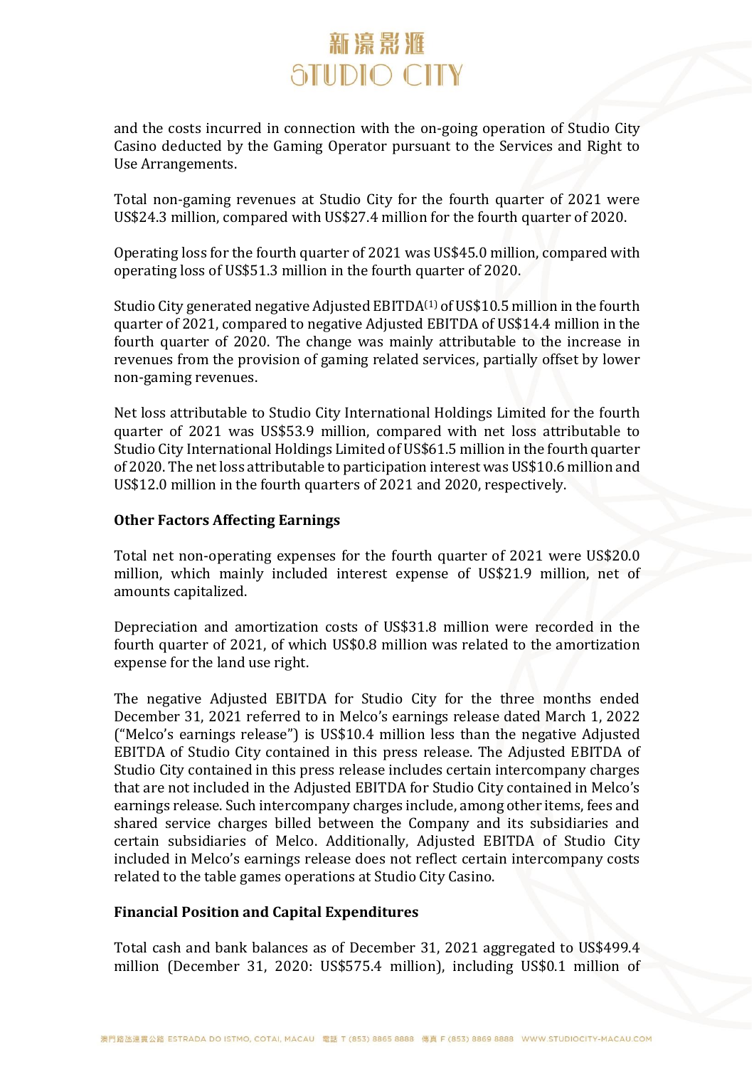and the costs incurred in connection with the on-going operation of Studio City Casino deducted by the Gaming Operator pursuant to the Services and Right to Use Arrangements.

Total non-gaming revenues at Studio City for the fourth quarter of 2021 were US$24.3 million, compared with US$27.4 million for the fourth quarter of 2020.

Operating loss for the fourth quarter of 2021 was US$45.0 million, compared with operating loss of US$51.3 million in the fourth quarter of 2020.

Studio City generated negative Adjusted EBITDA[(1)] of US$10.5 million in the fourth quarter of 2021, compared to negative Adjusted EBITDA of US$14.4 million in the fourth quarter of 2020. The change was mainly attributable to the increase in revenues from the provision of gaming related services, partially offset by lower non-gaming revenues.

Net loss attributable to Studio City International Holdings Limited for the fourth quarter of 2021 was US$53.9 million, compared with net loss attributable to Studio City International Holdings Limited of US$61.5 million in the fourth quarter of 2020. The net loss attributable to participation interest was US$10.6 million and US$12.0 million in the fourth quarters of 2021 and 2020, respectively.

**Other Factors Affecting Earnings**

Total net non-operating expenses for the fourth quarter of 2021 were US$20.0 million, which mainly included interest expense of US$21.9 million, net of amounts capitalized.

Depreciation and amortization costs of US$31.8 million were recorded in the fourth quarter of 2021, of which US$0.8 million was related to the amortization expense for the land use right.

The negative Adjusted EBITDA for Studio City for the three months ended December 31, 2021 referred to in Melco's earnings release dated March 1, 2022 ("Melco's earnings release") is US$10.4 million less than the negative Adjusted EBITDA of Studio City contained in this press release. The Adjusted EBITDA of Studio City contained in this press release includes certain intercompany charges that are not included in the Adjusted EBITDA for Studio City contained in Melco's earnings release. Such intercompany charges include, among other items, fees and shared service charges billed between the Company and its subsidiaries and certain subsidiaries of Melco. Additionally, Adjusted EBITDA of Studio City included in Melco's earnings release does not reflect certain intercompany costs related to the table games operations at Studio City Casino.

**Financial Position and Capital Expenditures**

Total cash and bank balances as of December 31, 2021 aggregated to US$499.4 million (December 31, 2020: US$575.4 million), including US$0.1 million of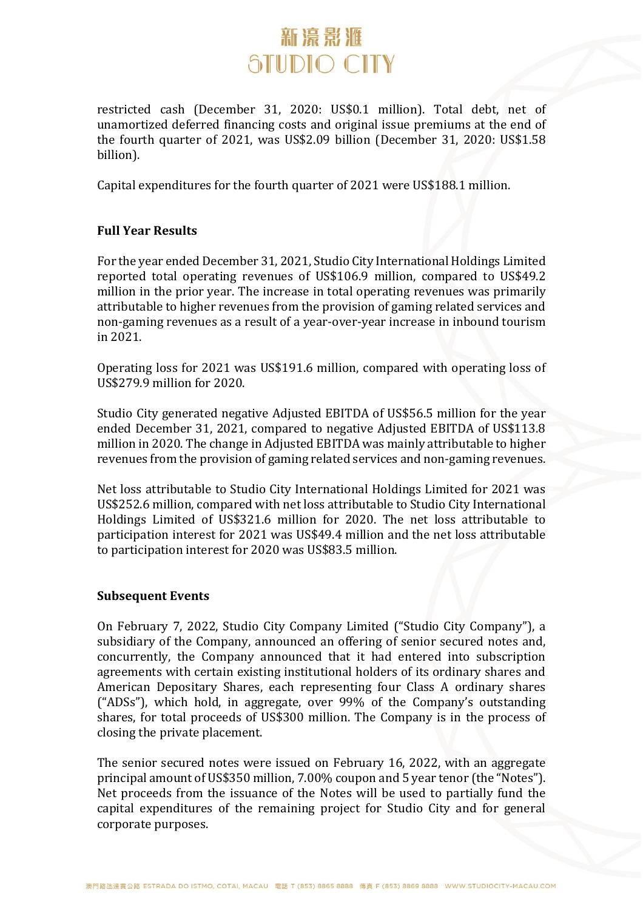restricted cash (December 31, 2020: US$0.1 million). Total debt, net of unamortized deferred financing costs and original issue premiums at the end of the fourth quarter of 2021, was US$2.09 billion (December 31, 2020: US$1.58 billion).

Capital expenditures for the fourth quarter of 2021 were US$188.1 million.

**Full Year Results**

For the year ended December 31, 2021, Studio City International Holdings Limited reported total operating revenues of US$106.9 million, compared to US$49.2 million in the prior year. The increase in total operating revenues was primarily attributable to higher revenues from the provision of gaming related services and non-gaming revenues as a result of a year-over-year increase in inbound tourism in 2021.

Operating loss for 2021 was US$191.6 million, compared with operating loss of US$279.9 million for 2020.

Studio City generated negative Adjusted EBITDA of US$56.5 million for the year ended December 31, 2021, compared to negative Adjusted EBITDA of US$113.8 million in 2020. The change in Adjusted EBITDA was mainly attributable to higher revenues from the provision of gaming related services and non-gaming revenues.

Net loss attributable to Studio City International Holdings Limited for 2021 was US$252.6 million, compared with net loss attributable to Studio City International Holdings Limited of US$321.6 million for 2020. The net loss attributable to participation interest for 2021 was US$49.4 million and the net loss attributable to participation interest for 2020 was US$83.5 million.

**Subsequent Events**

On February 7, 2022, Studio City Company Limited ("Studio City Company"), a subsidiary of the Company, announced an offering of senior secured notes and, concurrently, the Company announced that it had entered into subscription agreements with certain existing institutional holders of its ordinary shares and American Depositary Shares, each representing four Class A ordinary shares ("ADSs"), which hold, in aggregate, over 99% of the Company's outstanding shares, for total proceeds of US$300 million. The Company is in the process of closing the private placement.

The senior secured notes were issued on February 16, 2022, with an aggregate principal amount of US$350 million, 7.00% coupon and 5 year tenor (the "Notes"). Net proceeds from the issuance of the Notes will be used to partially fund the capital expenditures of the remaining project for Studio City and for general corporate purposes.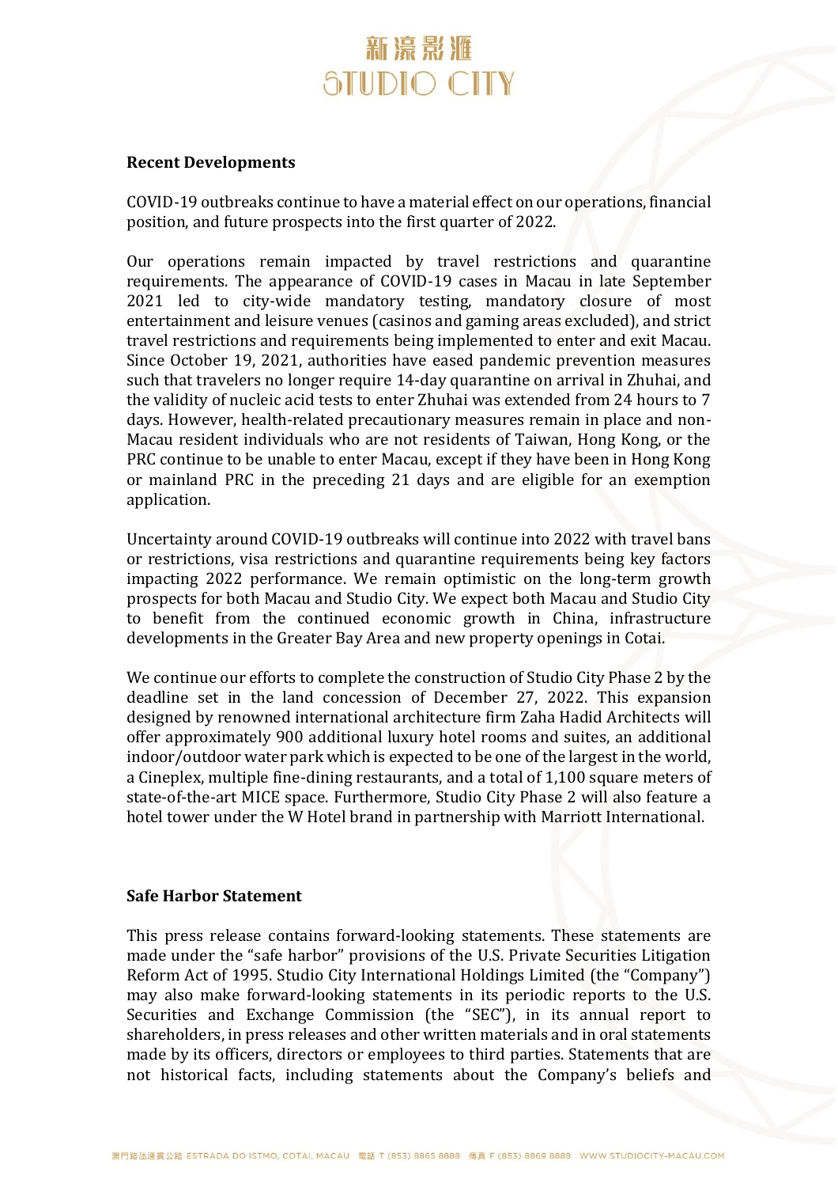## Recent Developments

COVID-19 outbreaks continue to have a material effect on our operations, financial position, and future prospects into the first quarter of 2022.

Our operations remain impacted by travel restrictions and quarantine requirements. The appearance of COVID-19 cases in Macau in late September 2021 led to city-wide mandatory testing, mandatory closure of most entertainment and leisure venues (casinos and gaming areas excluded), and strict travel restrictions and requirements being implemented to enter and exit Macau. Since October 19, 2021, authorities have eased pandemic prevention measures such that travelers no longer require 14-day quarantine on arrival in Zhuhai, and the validity of nucleic acid tests to enter Zhuhai was extended from 24 hours to 7 days. However, health-related precautionary measures remain in place and non-Macau resident individuals who are not residents of Taiwan, Hong Kong, or the PRC continue to be unable to enter Macau, except if they have been in Hong Kong or mainland PRC in the preceding 21 days and are eligible for an exemption application.

Uncertainty around COVID-19 outbreaks will continue into 2022 with travel bans or restrictions, visa restrictions and quarantine requirements being key factors impacting 2022 performance. We remain optimistic on the long-term growth prospects for both Macau and Studio City. We expect both Macau and Studio City to benefit from the continued economic growth in China, infrastructure developments in the Greater Bay Area and new property openings in Cotai.

We continue our efforts to complete the construction of Studio City Phase 2 by the deadline set in the land concession of December 27, 2022. This expansion designed by renowned international architecture firm Zaha Hadid Architects will offer approximately 900 additional luxury hotel rooms and suites, an additional indoor/outdoor water park which is expected to be one of the largest in the world, a Cineplex, multiple fine-dining restaurants, and a total of 1,100 square meters of state-of-the-art MICE space. Furthermore, Studio City Phase 2 will also feature a hotel tower under the W Hotel brand in partnership with Marriott International.

## Safe Harbor Statement

This press release contains forward-looking statements. These statements are made under the "safe harbor" provisions of the U.S. Private Securities Litigation Reform Act of 1995. Studio City International Holdings Limited (the "Company") may also make forward-looking statements in its periodic reports to the U.S. Securities and Exchange Commission (the "SEC"), in its annual report to shareholders, in press releases and other written materials and in oral statements made by its officers, directors or employees to third parties. Statements that are not historical facts, including statements about the Company's beliefs and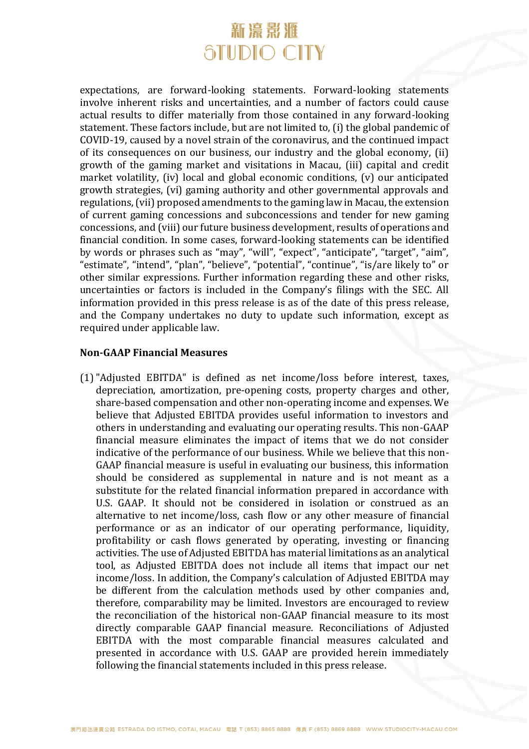expectations, are forward-looking statements. Forward-looking statements involve inherent risks and uncertainties, and a number of factors could cause actual results to differ materially from those contained in any forward-looking statement. These factors include, but are not limited to, (i) the global pandemic of COVID-19, caused by a novel strain of the coronavirus, and the continued impact of its consequences on our business, our industry and the global economy, (ii) growth of the gaming market and visitations in Macau, (iii) capital and credit market volatility, (iv) local and global economic conditions, (v) our anticipated growth strategies, (vi) gaming authority and other governmental approvals and regulations, (vii) proposed amendments to the gaming law in Macau, the extension of current gaming concessions and subconcessions and tender for new gaming concessions, and (viii) our future business development, results of operations and financial condition. In some cases, forward-looking statements can be identified by words or phrases such as "may", "will", "expect", "anticipate", "target", "aim", "estimate", "intend", "plan", "believe", "potential", "continue", "is/are likely to" or other similar expressions. Further information regarding these and other risks, uncertainties or factors is included in the Company's filings with the SEC. All information provided in this press release is as of the date of this press release, and the Company undertakes no duty to update such information, except as required under applicable law.

**Non-GAAP Financial Measures**

(1) "Adjusted EBITDA" is defined as net income/loss before interest, taxes, depreciation, amortization, pre-opening costs, property charges and other, share-based compensation and other non-operating income and expenses. We believe that Adjusted EBITDA provides useful information to investors and others in understanding and evaluating our operating results. This non-GAAP financial measure eliminates the impact of items that we do not consider indicative of the performance of our business. While we believe that this non-GAAP financial measure is useful in evaluating our business, this information should be considered as supplemental in nature and is not meant as a substitute for the related financial information prepared in accordance with U.S. GAAP. It should not be considered in isolation or construed as an alternative to net income/loss, cash flow or any other measure of financial performance or as an indicator of our operating performance, liquidity, profitability or cash flows generated by operating, investing or financing activities. The use of Adjusted EBITDA has material limitations as an analytical tool, as Adjusted EBITDA does not include all items that impact our net income/loss. In addition, the Company's calculation of Adjusted EBITDA may be different from the calculation methods used by other companies and, therefore, comparability may be limited. Investors are encouraged to review the reconciliation of the historical non-GAAP financial measure to its most directly comparable GAAP financial measure. Reconciliations of Adjusted EBITDA with the most comparable financial measures calculated and presented in accordance with U.S. GAAP are provided herein immediately following the financial statements included in this press release.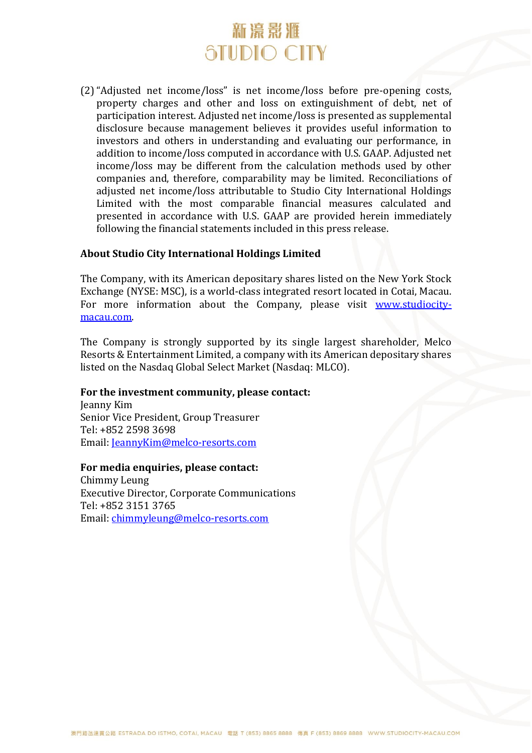(2) "Adjusted net income/loss" is net income/loss before pre-opening costs, property charges and other and loss on extinguishment of debt, net of participation interest. Adjusted net income/loss is presented as supplemental disclosure because management believes it provides useful information to investors and others in understanding and evaluating our performance, in addition to income/loss computed in accordance with U.S. GAAP. Adjusted net income/loss may be different from the calculation methods used by other companies and, therefore, comparability may be limited. Reconciliations of adjusted net income/loss attributable to Studio City International Holdings Limited with the most comparable financial measures calculated and presented in accordance with U.S. GAAP are provided herein immediately following the financial statements included in this press release.

**About Studio City International Holdings Limited**

The Company, with its American depositary shares listed on the New York Stock Exchange (NYSE: MSC), is a world-class integrated resort located in Cotai, Macau. For more information about the Company, please visit [www.studiocity-macau.com](www.studiocity-macau.com).

The Company is strongly supported by its single largest shareholder, Melco Resorts & Entertainment Limited, a company with its American depositary shares listed on the Nasdaq Global Select Market (Nasdaq: MLCO).

**For the investment community, please contact:**
Jeanny Kim
Senior Vice President, Group Treasurer
Tel: +852 2598 3698
Email: JeannyKim@melco-resorts.com

**For media enquiries, please contact:**
Chimmy Leung
Executive Director, Corporate Communications
Tel: +852 3151 3765
Email: chimmyleung@melco-resorts.com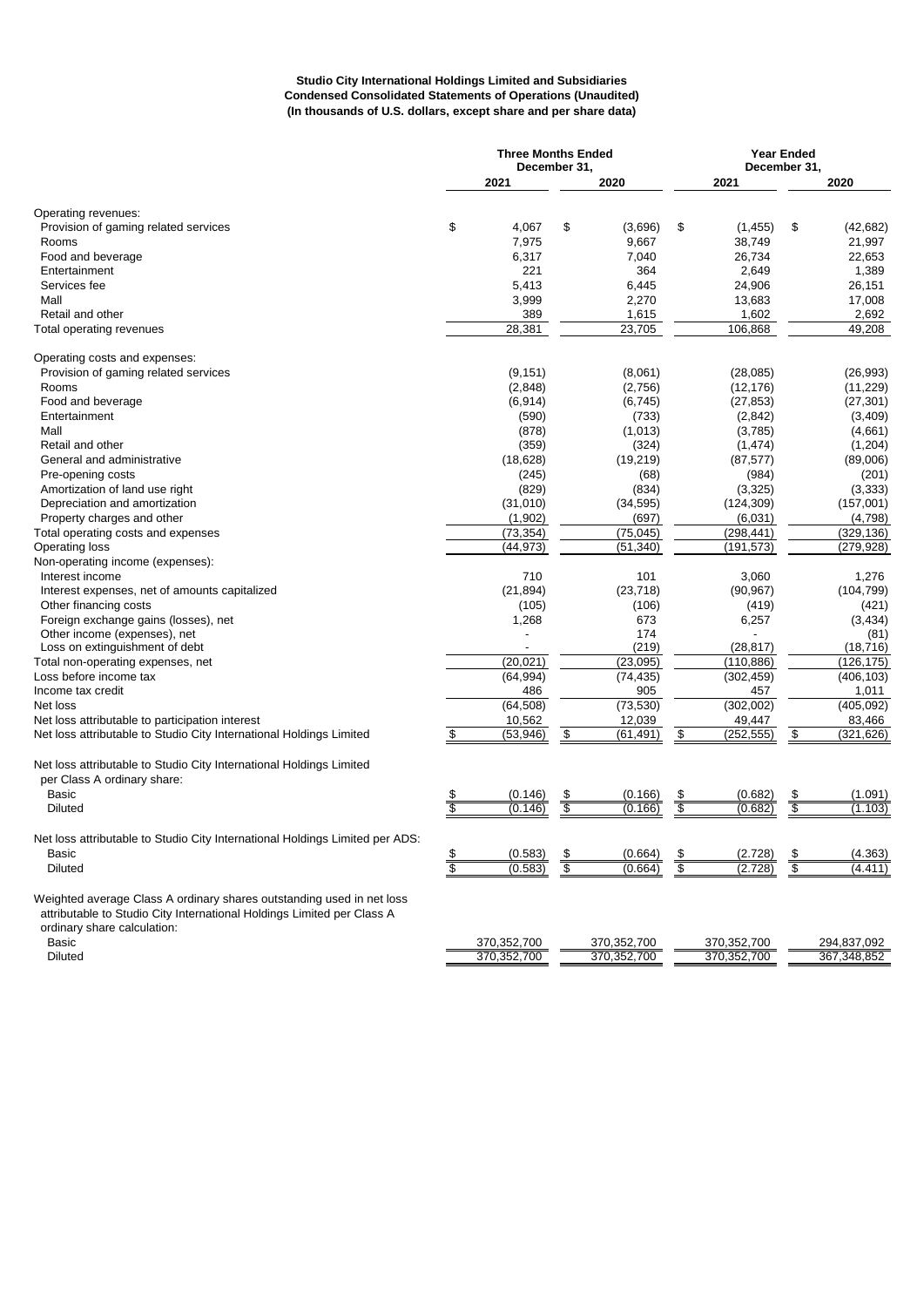**Studio City International Holdings Limited and Subsidiaries**
**Condensed Consolidated Statements of Operations (Unaudited)**
**(In thousands of U.S. dollars, except share and per share data)**

| | Three Months Ended December 31, | | Year Ended December 31, | |
|---|---|---|---|---|
| | 2021 | 2020 | 2021 | 2020 |
| Operating revenues: | | | | |
| Provision of gaming related services | $ 4,067 | $ (3,696) | $ (1,455) | $ (42,682) |
| Rooms | 7,975 | 9,667 | 38,749 | 21,997 |
| Food and beverage | 6,317 | 7,040 | 26,734 | 22,653 |
| Entertainment | 221 | 364 | 2,649 | 1,389 |
| Services fee | 5,413 | 6,445 | 24,906 | 26,151 |
| Mall | 3,999 | 2,270 | 13,683 | 17,008 |
| Retail and other | 389 | 1,615 | 1,602 | 2,692 |
| Total operating revenues | 28,381 | 23,705 | 106,868 | 49,208 |
| Operating costs and expenses: | | | | |
| Provision of gaming related services | (9,151) | (8,061) | (28,085) | (26,993) |
| Rooms | (2,848) | (2,756) | (12,176) | (11,229) |
| Food and beverage | (6,914) | (6,745) | (27,853) | (27,301) |
| Entertainment | (590) | (733) | (2,842) | (3,409) |
| Mall | (878) | (1,013) | (3,785) | (4,661) |
| Retail and other | (359) | (324) | (1,474) | (1,204) |
| General and administrative | (18,628) | (19,219) | (87,577) | (89,006) |
| Pre-opening costs | (245) | (68) | (984) | (201) |
| Amortization of land use right | (829) | (834) | (3,325) | (3,333) |
| Depreciation and amortization | (31,010) | (34,595) | (124,309) | (157,001) |
| Property charges and other | (1,902) | (697) | (6,031) | (4,798) |
| Total operating costs and expenses | (73,354) | (75,045) | (298,441) | (329,136) |
| Operating loss | (44,973) | (51,340) | (191,573) | (279,928) |
| Non-operating income (expenses): | | | | |
| Interest income | 710 | 101 | 3,060 | 1,276 |
| Interest expenses, net of amounts capitalized | (21,894) | (23,718) | (90,967) | (104,799) |
| Other financing costs | (105) | (106) | (419) | (421) |
| Foreign exchange gains (losses), net | 1,268 | 673 | 6,257 | (3,434) |
| Other income (expenses), net | - | 174 | - | (81) |
| Loss on extinguishment of debt | - | (219) | (28,817) | (18,716) |
| Total non-operating expenses, net | (20,021) | (23,095) | (110,886) | (126,175) |
| Loss before income tax | (64,994) | (74,435) | (302,459) | (406,103) |
| Income tax credit | 486 | 905 | 457 | 1,011 |
| Net loss | (64,508) | (73,530) | (302,002) | (405,092) |
| Net loss attributable to participation interest | 10,562 | 12,039 | 49,447 | 83,466 |
| Net loss attributable to Studio City International Holdings Limited | $ (53,946) | $ (61,491) | $ (252,555) | $ (321,626) |
| Net loss attributable to Studio City International Holdings Limited per Class A ordinary share: | | | | |
| Basic | $ (0.146) | $ (0.166) | $ (0.682) | $ (1.091) |
| Diluted | $ (0.146) | $ (0.166) | $ (0.682) | $ (1.103) |
| Net loss attributable to Studio City International Holdings Limited per ADS: | | | | |
| Basic | $ (0.583) | $ (0.664) | $ (2.728) | $ (4.363) |
| Diluted | $ (0.583) | $ (0.664) | $ (2.728) | $ (4.411) |
| Weighted average Class A ordinary shares outstanding used in net loss attributable to Studio City International Holdings Limited per Class A ordinary share calculation: | | | | |
| Basic | 370,352,700 | 370,352,700 | 370,352,700 | 294,837,092 |
| Diluted | 370,352,700 | 370,352,700 | 370,352,700 | 367,348,852 |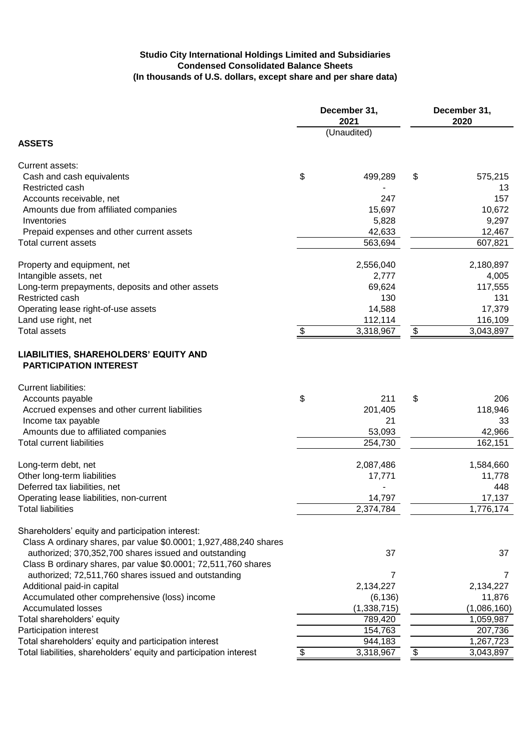**Studio City International Holdings Limited and Subsidiaries**
**Condensed Consolidated Balance Sheets**
**(In thousands of U.S. dollars, except share and per share data)**

| | December 31, 2021 | December 31, 2020 |
|---|---|---|
| | (Unaudited) | |
| **ASSETS** | | |
| Current assets: | | |
| Cash and cash equivalents | $ 499,289 | $ 575,215 |
| Restricted cash | - | 13 |
| Accounts receivable, net | 247 | 157 |
| Amounts due from affiliated companies | 15,697 | 10,672 |
| Inventories | 5,828 | 9,297 |
| Prepaid expenses and other current assets | 42,633 | 12,467 |
| Total current assets | 563,694 | 607,821 |
| Property and equipment, net | 2,556,040 | 2,180,897 |
| Intangible assets, net | 2,777 | 4,005 |
| Long-term prepayments, deposits and other assets | 69,624 | 117,555 |
| Restricted cash | 130 | 131 |
| Operating lease right-of-use assets | 14,588 | 17,379 |
| Land use right, net | 112,114 | 116,109 |
| Total assets | $ 3,318,967 | $ 3,043,897 |
| **LIABILITIES, SHAREHOLDERS' EQUITY AND PARTICIPATION INTEREST** | | |
| Current liabilities: | | |
| Accounts payable | $ 211 | $ 206 |
| Accrued expenses and other current liabilities | 201,405 | 118,946 |
| Income tax payable | 21 | 33 |
| Amounts due to affiliated companies | 53,093 | 42,966 |
| Total current liabilities | 254,730 | 162,151 |
| Long-term debt, net | 2,087,486 | 1,584,660 |
| Other long-term liabilities | 17,771 | 11,778 |
| Deferred tax liabilities, net | - | 448 |
| Operating lease liabilities, non-current | 14,797 | 17,137 |
| Total liabilities | 2,374,784 | 1,776,174 |
| Shareholders' equity and participation interest: | | |
| Class A ordinary shares, par value $0.0001; 1,927,488,240 shares authorized; 370,352,700 shares issued and outstanding | 37 | 37 |
| Class B ordinary shares, par value $0.0001; 72,511,760 shares authorized; 72,511,760 shares issued and outstanding | 7 | 7 |
| Additional paid-in capital | 2,134,227 | 2,134,227 |
| Accumulated other comprehensive (loss) income | (6,136) | 11,876 |
| Accumulated losses | (1,338,715) | (1,086,160) |
| Total shareholders' equity | 789,420 | 1,059,987 |
| Participation interest | 154,763 | 207,736 |
| Total shareholders' equity and participation interest | 944,183 | 1,267,723 |
| Total liabilities, shareholders' equity and participation interest | $ 3,318,967 | $ 3,043,897 |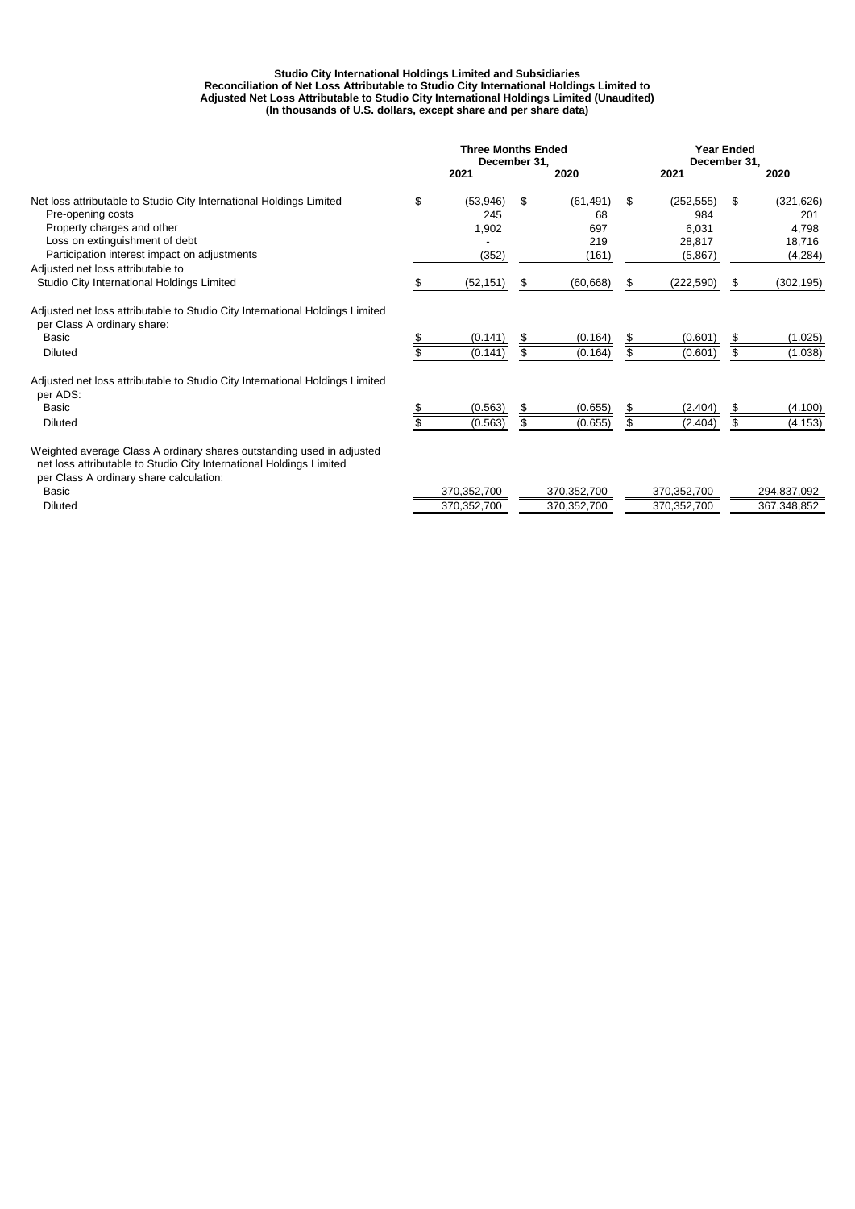**Studio City International Holdings Limited and Subsidiaries**
**Reconciliation of Net Loss Attributable to Studio City International Holdings Limited to Adjusted Net Loss Attributable to Studio City International Holdings Limited (Unaudited)**
**(In thousands of U.S. dollars, except share and per share data)**

| | Three Months Ended December 31, | | Year Ended December 31, | |
|---|---|---|---|---|
| | 2021 | 2020 | 2021 | 2020 |
| Net loss attributable to Studio City International Holdings Limited | $ (53,946) | $ (61,491) | $ (252,555) | $ (321,626) |
| Pre-opening costs | 245 | 68 | 984 | 201 |
| Property charges and other | 1,902 | 697 | 6,031 | 4,798 |
| Loss on extinguishment of debt | - | 219 | 28,817 | 18,716 |
| Participation interest impact on adjustments | (352) | (161) | (5,867) | (4,284) |
| Adjusted net loss attributable to Studio City International Holdings Limited | $ (52,151) | $ (60,668) | $ (222,590) | $ (302,195) |
| Adjusted net loss attributable to Studio City International Holdings Limited per Class A ordinary share: | | | | |
| Basic | $ (0.141) | $ (0.164) | $ (0.601) | $ (1.025) |
| Diluted | $ (0.141) | $ (0.164) | $ (0.601) | $ (1.038) |
| Adjusted net loss attributable to Studio City International Holdings Limited per ADS: | | | | |
| Basic | $ (0.563) | $ (0.655) | $ (2.404) | $ (4.100) |
| Diluted | $ (0.563) | $ (0.655) | $ (2.404) | $ (4.153) |
| Weighted average Class A ordinary shares outstanding used in adjusted net loss attributable to Studio City International Holdings Limited per Class A ordinary share calculation: | | | | |
| Basic | 370,352,700 | 370,352,700 | 370,352,700 | 294,837,092 |
| Diluted | 370,352,700 | 370,352,700 | 370,352,700 | 367,348,852 |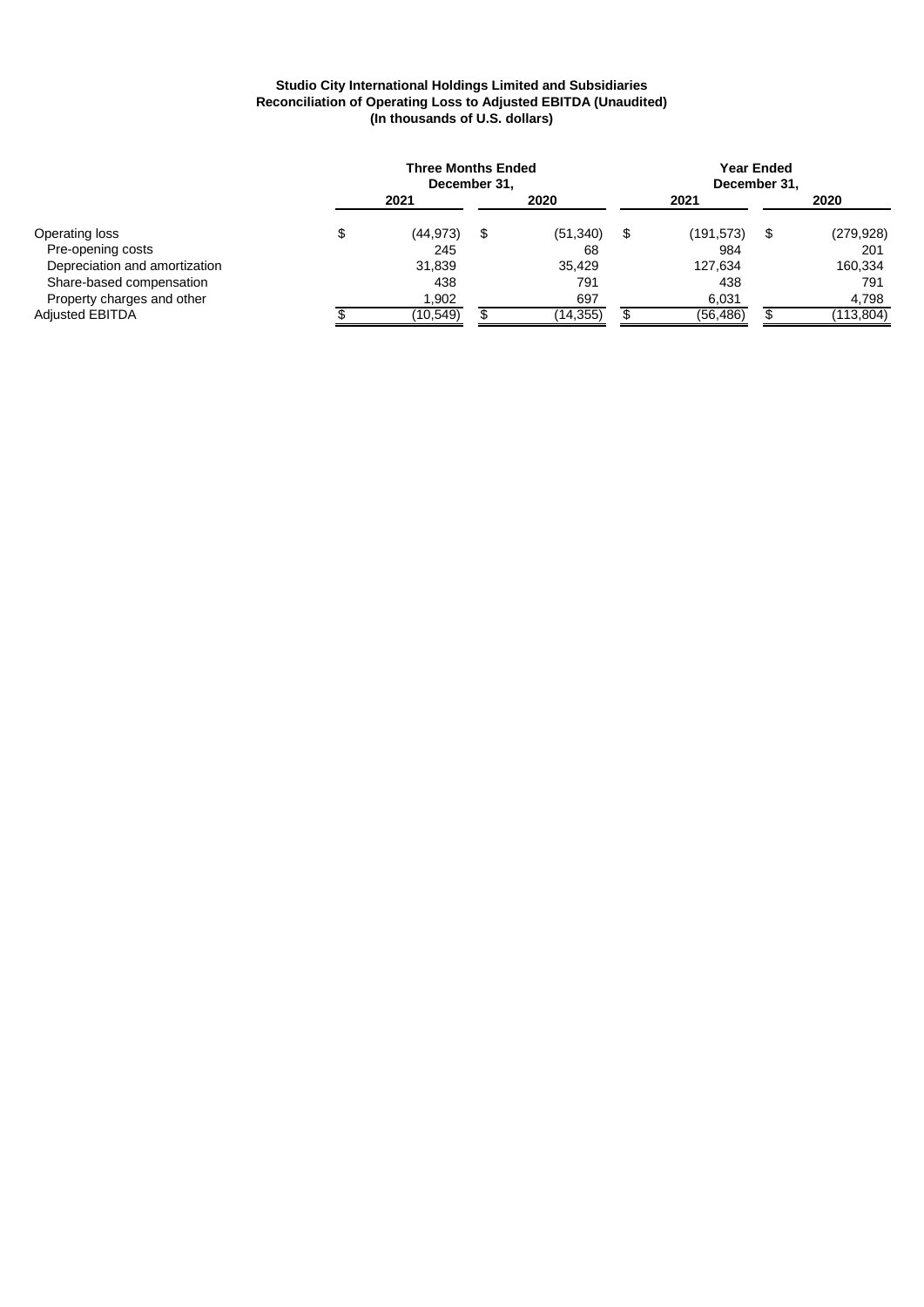**Studio City International Holdings Limited and Subsidiaries**
**Reconciliation of Operating Loss to Adjusted EBITDA (Unaudited)**
**(In thousands of U.S. dollars)**

| | Three Months Ended December 31, | | Year Ended December 31, | |
|---|---|---|---|---|
| | **2021** | **2020** | **2021** | **2020** |
| Operating loss | $ (44,973) | $ (51,340) | $ (191,573) | $ (279,928) |
| Pre-opening costs | 245 | 68 | 984 | 201 |
| Depreciation and amortization | 31,839 | 35,429 | 127,634 | 160,334 |
| Share-based compensation | 438 | 791 | 438 | 791 |
| Property charges and other | 1,902 | 697 | 6,031 | 4,798 |
| Adjusted EBITDA | $ (10,549) | $ (14,355) | $ (56,486) | $ (113,804) |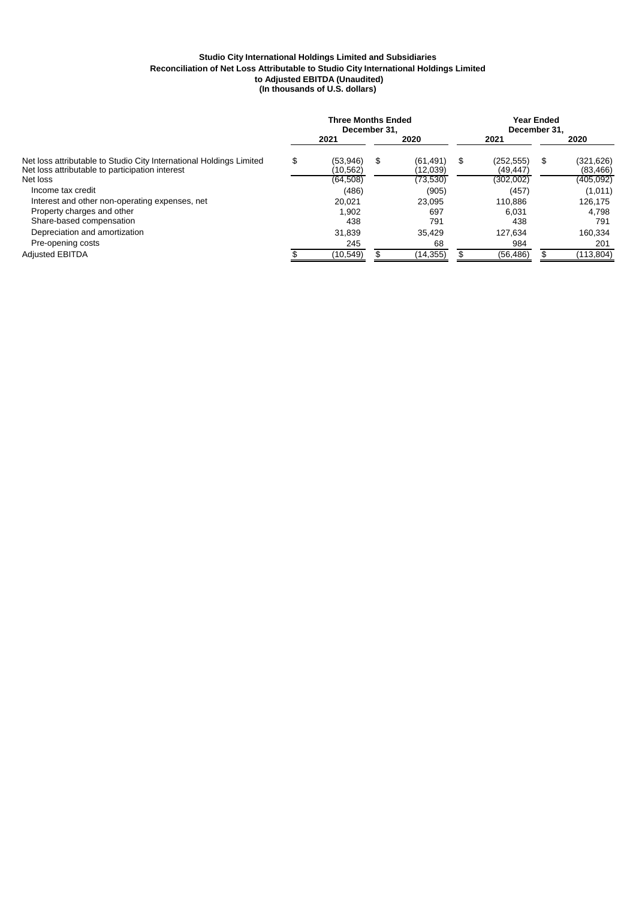**Studio City International Holdings Limited and Subsidiaries**
**Reconciliation of Net Loss Attributable to Studio City International Holdings Limited**
**to Adjusted EBITDA (Unaudited)**
**(In thousands of U.S. dollars)**

| | Three Months Ended December 31, | | Year Ended December 31, | |
|---|---|---|---|---|
| | 2021 | 2020 | 2021 | 2020 |
| Net loss attributable to Studio City International Holdings Limited | $ (53,946) | $ (61,491) | $ (252,555) | $ (321,626) |
| Net loss attributable to participation interest | (10,562) | (12,039) | (49,447) | (83,466) |
| Net loss | (64,508) | (73,530) | (302,002) | (405,092) |
| Income tax credit | (486) | (905) | (457) | (1,011) |
| Interest and other non-operating expenses, net | 20,021 | 23,095 | 110,886 | 126,175 |
| Property charges and other | 1,902 | 697 | 6,031 | 4,798 |
| Share-based compensation | 438 | 791 | 438 | 791 |
| Depreciation and amortization | 31,839 | 35,429 | 127,634 | 160,334 |
| Pre-opening costs | 245 | 68 | 984 | 201 |
| Adjusted EBITDA | $ (10,549) | $ (14,355) | $ (56,486) | $ (113,804) |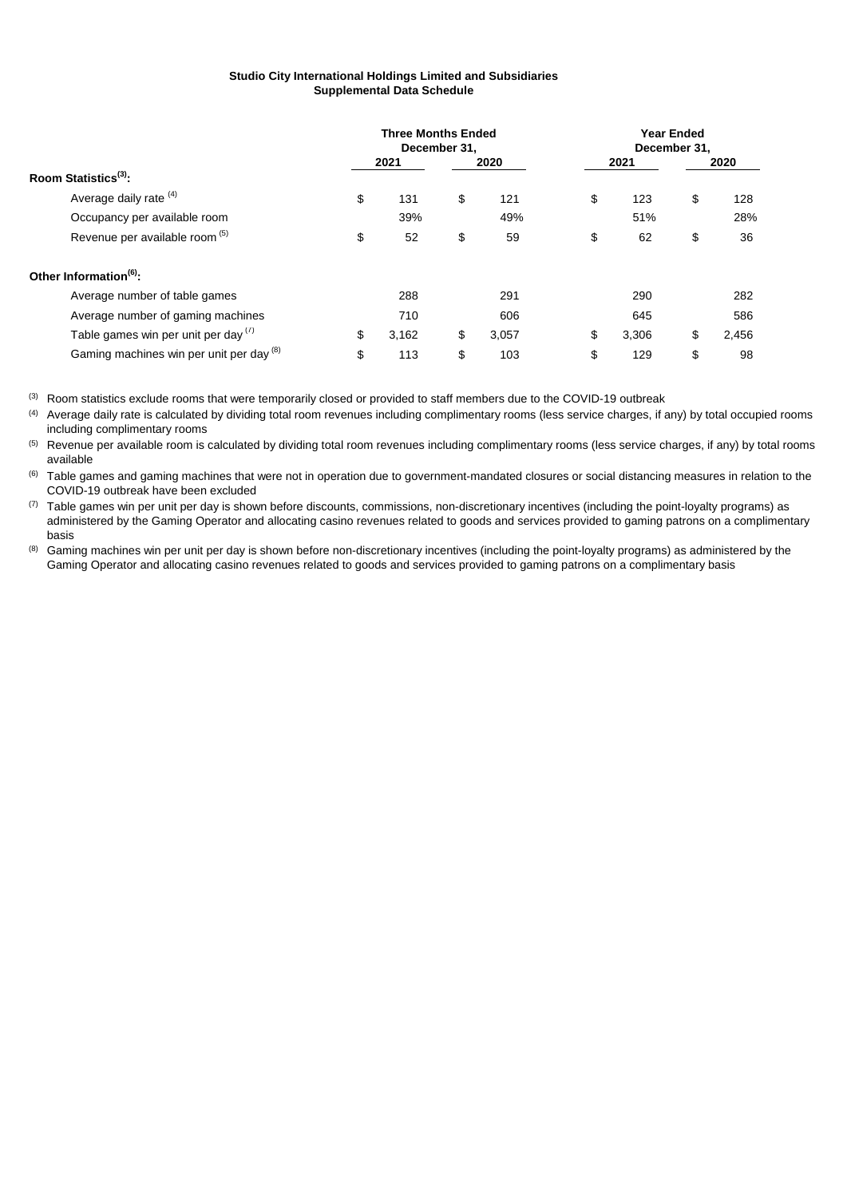**Studio City International Holdings Limited and Subsidiaries**
**Supplemental Data Schedule**

| | Three Months Ended December 31, | | Year Ended December 31, | |
|---|---|---|---|---|
| | 2021 | 2020 | 2021 | 2020 |
| **Room Statistics[3]:** | | | | |
| Average daily rate [4] | $ 131 | $ 121 | $ 123 | $ 128 |
| Occupancy per available room | 39% | 49% | 51% | 28% |
| Revenue per available room [5] | $ 52 | $ 59 | $ 62 | $ 36 |
| **Other Information[6]:** | | | | |
| Average number of table games | 288 | 291 | 290 | 282 |
| Average number of gaming machines | 710 | 606 | 645 | 586 |
| Table games win per unit per day [7] | $ 3,162 | $ 3,057 | $ 3,306 | $ 2,456 |
| Gaming machines win per unit per day [8] | $ 113 | $ 103 | $ 129 | $ 98 |

[3] Room statistics exclude rooms that were temporarily closed or provided to staff members due to the COVID-19 outbreak

[4] Average daily rate is calculated by dividing total room revenues including complimentary rooms (less service charges, if any) by total occupied rooms including complimentary rooms

[5] Revenue per available room is calculated by dividing total room revenues including complimentary rooms (less service charges, if any) by total rooms available

[6] Table games and gaming machines that were not in operation due to government-mandated closures or social distancing measures in relation to the COVID-19 outbreak have been excluded

[7] Table games win per unit per day is shown before discounts, commissions, non-discretionary incentives (including the point-loyalty programs) as administered by the Gaming Operator and allocating casino revenues related to goods and services provided to gaming patrons on a complimentary basis

[8] Gaming machines win per unit per day is shown before non-discretionary incentives (including the point-loyalty programs) as administered by the Gaming Operator and allocating casino revenues related to goods and services provided to gaming patrons on a complimentary basis